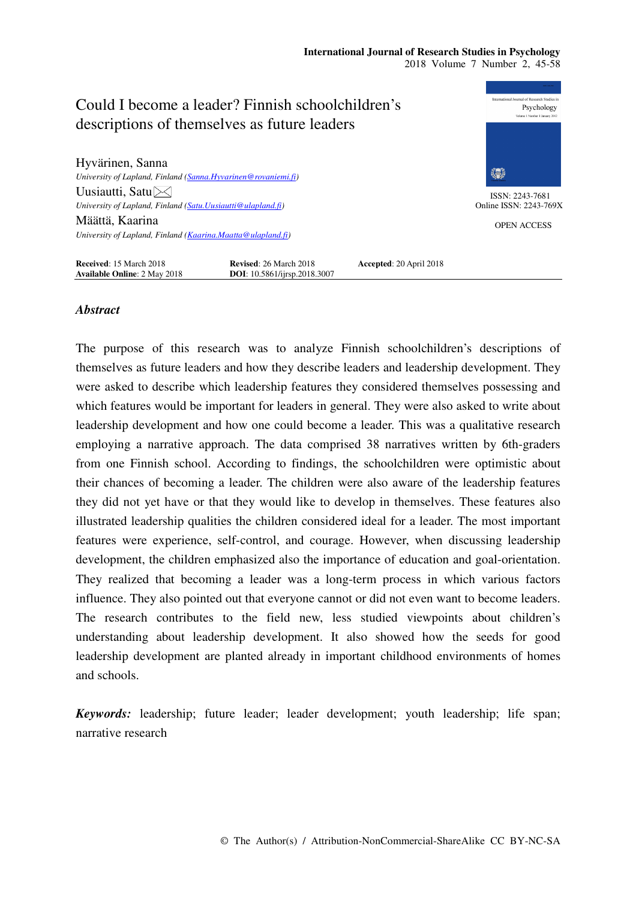# Could I become a leader? Finnish schoolchildren's descriptions of themselves as future leaders

**Hyvärinen, Sanna**
*University of Lapland, Finland (Sanna.Hyvarinen@rovaniemi.fi)*

**Uusiautti, Satu**
*University of Lapland, Finland (Satu.Uusiautti@ulapland.fi)*

**Määttä, Kaarina**
*University of Lapland, Finland (Kaarina.Maatta@ulapland.fi)*

ISSN: 2243-7681
Online ISSN: 2243-769X

OPEN ACCESS

**Received**: 15 March 2018 **Revised**: 26 March 2018 **Accepted**: 20 April 2018
**Available Online**: 2 May 2018 **DOI**: 10.5861/ijrsp.2018.3007

## *Abstract*

The purpose of this research was to analyze Finnish schoolchildren's descriptions of themselves as future leaders and how they describe leaders and leadership development. They were asked to describe which leadership features they considered themselves possessing and which features would be important for leaders in general. They were also asked to write about leadership development and how one could become a leader. This was a qualitative research employing a narrative approach. The data comprised 38 narratives written by 6th-graders from one Finnish school. According to findings, the schoolchildren were optimistic about their chances of becoming a leader. The children were also aware of the leadership features they did not yet have or that they would like to develop in themselves. These features also illustrated leadership qualities the children considered ideal for a leader. The most important features were experience, self-control, and courage. However, when discussing leadership development, the children emphasized also the importance of education and goal-orientation. They realized that becoming a leader was a long-term process in which various factors influence. They also pointed out that everyone cannot or did not even want to become leaders. The research contributes to the field new, less studied viewpoints about children's understanding about leadership development. It also showed how the seeds for good leadership development are planted already in important childhood environments of homes and schools.

***Keywords:*** leadership; future leader; leader development; youth leadership; life span; narrative research

© The Author(s) / Attribution-NonCommercial-ShareAlike CC BY-NC-SA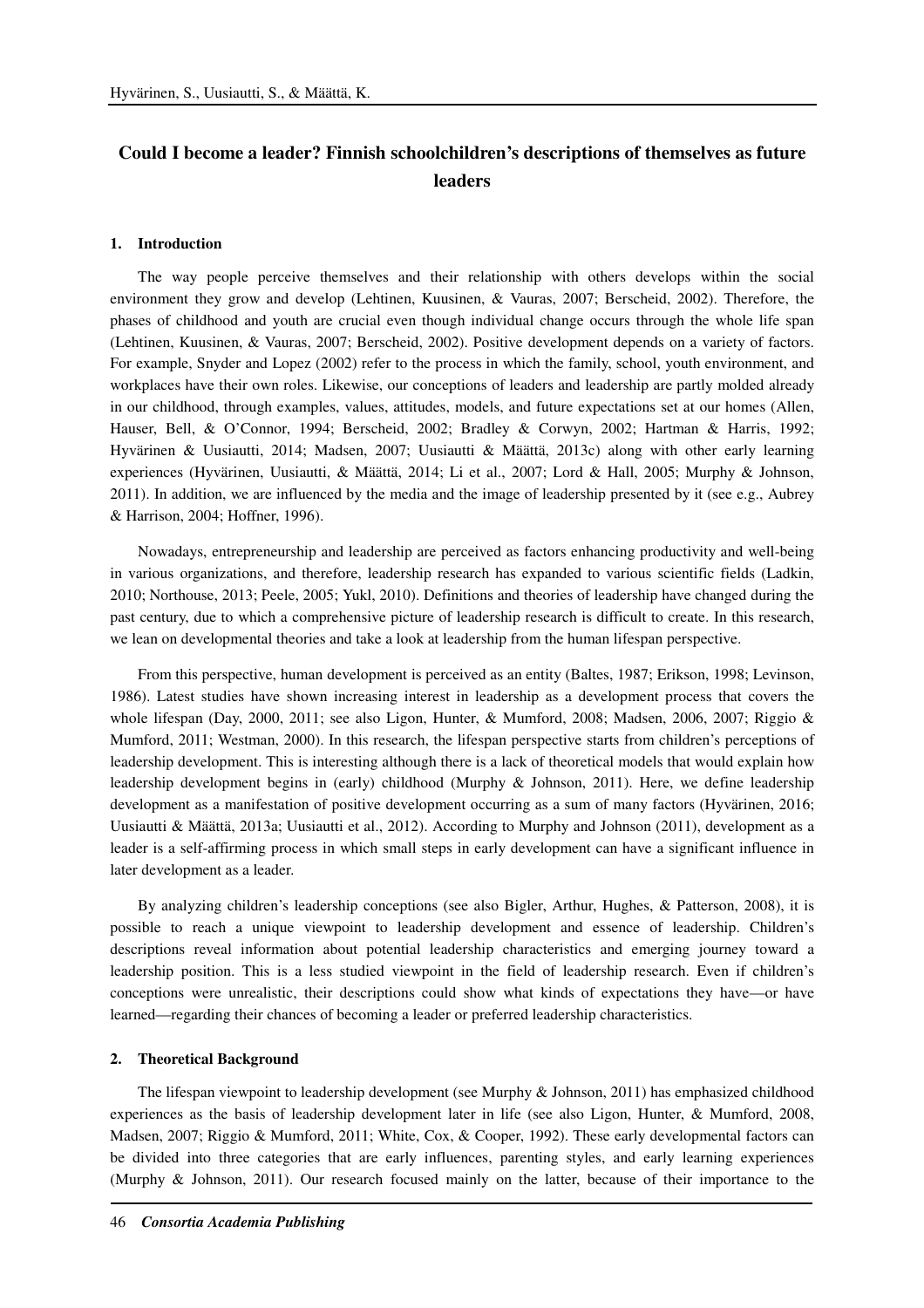# Could I become a leader? Finnish schoolchildren's descriptions of themselves as future leaders

## 1. Introduction

The way people perceive themselves and their relationship with others develops within the social environment they grow and develop (Lehtinen, Kuusinen, & Vauras, 2007; Berscheid, 2002). Therefore, the phases of childhood and youth are crucial even though individual change occurs through the whole life span (Lehtinen, Kuusinen, & Vauras, 2007; Berscheid, 2002). Positive development depends on a variety of factors. For example, Snyder and Lopez (2002) refer to the process in which the family, school, youth environment, and workplaces have their own roles. Likewise, our conceptions of leaders and leadership are partly molded already in our childhood, through examples, values, attitudes, models, and future expectations set at our homes (Allen, Hauser, Bell, & O'Connor, 1994; Berscheid, 2002; Bradley & Corwyn, 2002; Hartman & Harris, 1992; Hyvärinen & Uusiautti, 2014; Madsen, 2007; Uusiautti & Määttä, 2013c) along with other early learning experiences (Hyvärinen, Uusiautti, & Määttä, 2014; Li et al., 2007; Lord & Hall, 2005; Murphy & Johnson, 2011). In addition, we are influenced by the media and the image of leadership presented by it (see e.g., Aubrey & Harrison, 2004; Hoffner, 1996).

Nowadays, entrepreneurship and leadership are perceived as factors enhancing productivity and well-being in various organizations, and therefore, leadership research has expanded to various scientific fields (Ladkin, 2010; Northouse, 2013; Peele, 2005; Yukl, 2010). Definitions and theories of leadership have changed during the past century, due to which a comprehensive picture of leadership research is difficult to create. In this research, we lean on developmental theories and take a look at leadership from the human lifespan perspective.

From this perspective, human development is perceived as an entity (Baltes, 1987; Erikson, 1998; Levinson, 1986). Latest studies have shown increasing interest in leadership as a development process that covers the whole lifespan (Day, 2000, 2011; see also Ligon, Hunter, & Mumford, 2008; Madsen, 2006, 2007; Riggio & Mumford, 2011; Westman, 2000). In this research, the lifespan perspective starts from children's perceptions of leadership development. This is interesting although there is a lack of theoretical models that would explain how leadership development begins in (early) childhood (Murphy & Johnson, 2011). Here, we define leadership development as a manifestation of positive development occurring as a sum of many factors (Hyvärinen, 2016; Uusiautti & Määttä, 2013a; Uusiautti et al., 2012). According to Murphy and Johnson (2011), development as a leader is a self-affirming process in which small steps in early development can have a significant influence in later development as a leader.

By analyzing children's leadership conceptions (see also Bigler, Arthur, Hughes, & Patterson, 2008), it is possible to reach a unique viewpoint to leadership development and essence of leadership. Children's descriptions reveal information about potential leadership characteristics and emerging journey toward a leadership position. This is a less studied viewpoint in the field of leadership research. Even if children's conceptions were unrealistic, their descriptions could show what kinds of expectations they have—or have learned—regarding their chances of becoming a leader or preferred leadership characteristics.

## 2. Theoretical Background

The lifespan viewpoint to leadership development (see Murphy & Johnson, 2011) has emphasized childhood experiences as the basis of leadership development later in life (see also Ligon, Hunter, & Mumford, 2008, Madsen, 2007; Riggio & Mumford, 2011; White, Cox, & Cooper, 1992). These early developmental factors can be divided into three categories that are early influences, parenting styles, and early learning experiences (Murphy & Johnson, 2011). Our research focused mainly on the latter, because of their importance to the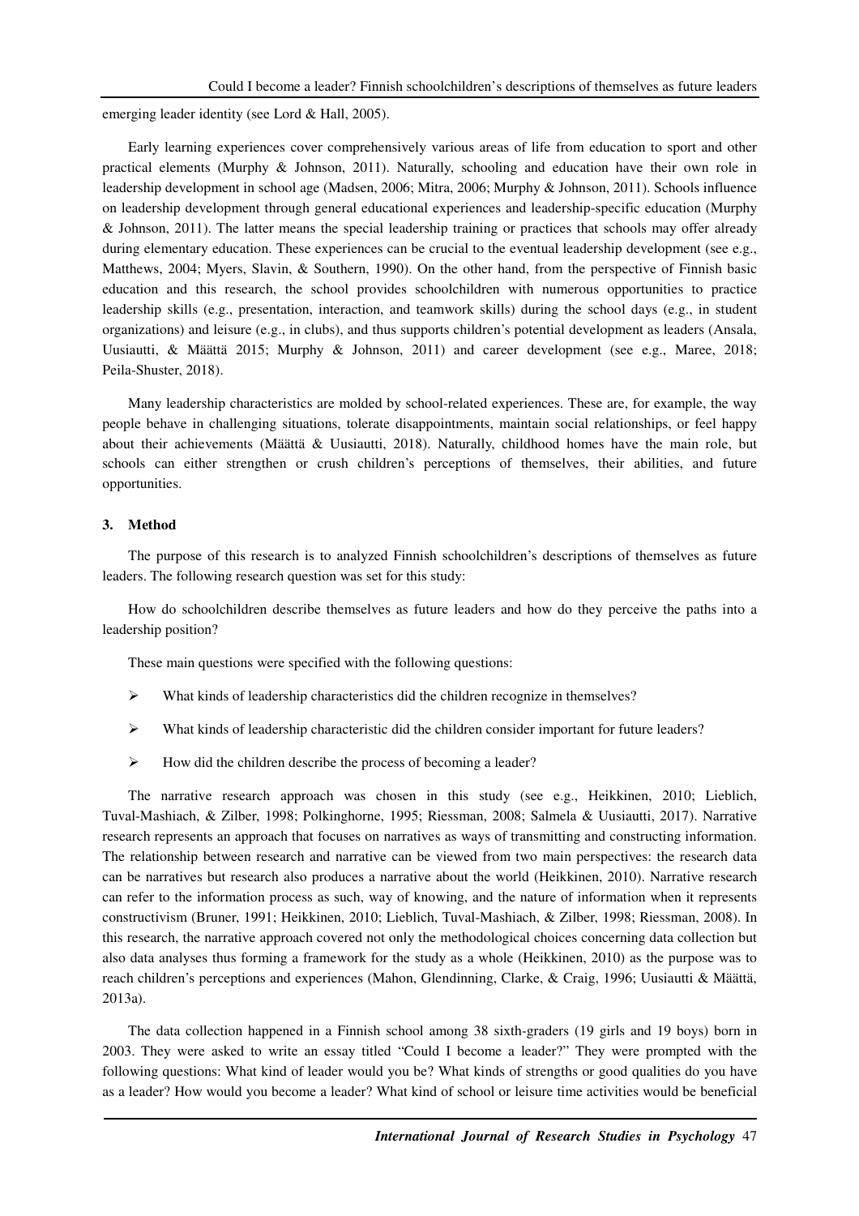emerging leader identity (see Lord & Hall, 2005).

Early learning experiences cover comprehensively various areas of life from education to sport and other practical elements (Murphy & Johnson, 2011). Naturally, schooling and education have their own role in leadership development in school age (Madsen, 2006; Mitra, 2006; Murphy & Johnson, 2011). Schools influence on leadership development through general educational experiences and leadership-specific education (Murphy & Johnson, 2011). The latter means the special leadership training or practices that schools may offer already during elementary education. These experiences can be crucial to the eventual leadership development (see e.g., Matthews, 2004; Myers, Slavin, & Southern, 1990). On the other hand, from the perspective of Finnish basic education and this research, the school provides schoolchildren with numerous opportunities to practice leadership skills (e.g., presentation, interaction, and teamwork skills) during the school days (e.g., in student organizations) and leisure (e.g., in clubs), and thus supports children's potential development as leaders (Ansala, Uusiautti, & Määttä 2015; Murphy & Johnson, 2011) and career development (see e.g., Maree, 2018; Peila-Shuster, 2018).

Many leadership characteristics are molded by school-related experiences. These are, for example, the way people behave in challenging situations, tolerate disappointments, maintain social relationships, or feel happy about their achievements (Määttä & Uusiautti, 2018). Naturally, childhood homes have the main role, but schools can either strengthen or crush children's perceptions of themselves, their abilities, and future opportunities.

## 3. Method

The purpose of this research is to analyzed Finnish schoolchildren's descriptions of themselves as future leaders. The following research question was set for this study:

How do schoolchildren describe themselves as future leaders and how do they perceive the paths into a leadership position?

These main questions were specified with the following questions:

- What kinds of leadership characteristics did the children recognize in themselves?
- What kinds of leadership characteristic did the children consider important for future leaders?
- How did the children describe the process of becoming a leader?

The narrative research approach was chosen in this study (see e.g., Heikkinen, 2010; Lieblich, Tuval-Mashiach, & Zilber, 1998; Polkinghorne, 1995; Riessman, 2008; Salmela & Uusiautti, 2017). Narrative research represents an approach that focuses on narratives as ways of transmitting and constructing information. The relationship between research and narrative can be viewed from two main perspectives: the research data can be narratives but research also produces a narrative about the world (Heikkinen, 2010). Narrative research can refer to the information process as such, way of knowing, and the nature of information when it represents constructivism (Bruner, 1991; Heikkinen, 2010; Lieblich, Tuval-Mashiach, & Zilber, 1998; Riessman, 2008). In this research, the narrative approach covered not only the methodological choices concerning data collection but also data analyses thus forming a framework for the study as a whole (Heikkinen, 2010) as the purpose was to reach children's perceptions and experiences (Mahon, Glendinning, Clarke, & Craig, 1996; Uusiautti & Määttä, 2013a).

The data collection happened in a Finnish school among 38 sixth-graders (19 girls and 19 boys) born in 2003. They were asked to write an essay titled "Could I become a leader?" They were prompted with the following questions: What kind of leader would you be? What kinds of strengths or good qualities do you have as a leader? How would you become a leader? What kind of school or leisure time activities would be beneficial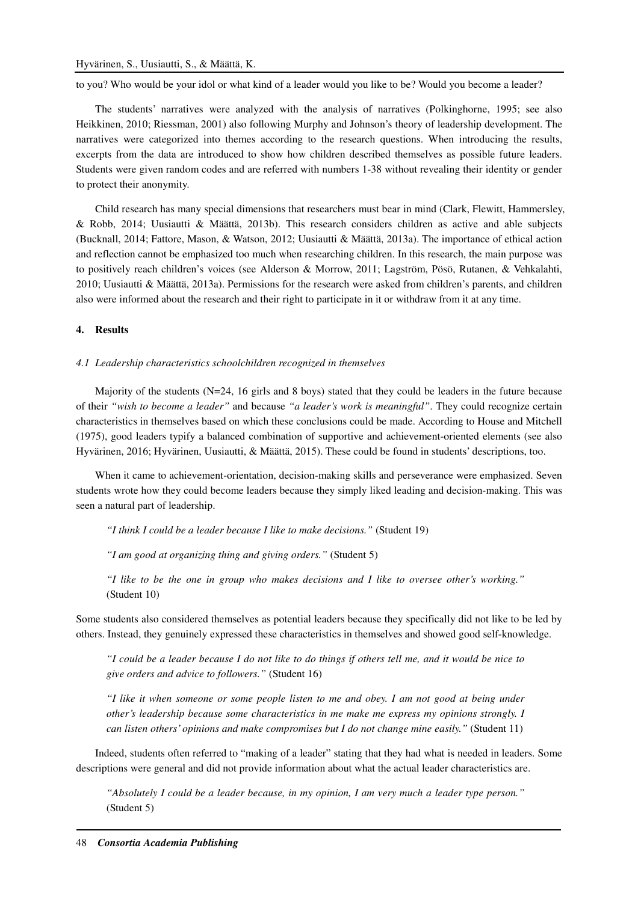to you? Who would be your idol or what kind of a leader would you like to be? Would you become a leader?

The students' narratives were analyzed with the analysis of narratives (Polkinghorne, 1995; see also Heikkinen, 2010; Riessman, 2001) also following Murphy and Johnson's theory of leadership development. The narratives were categorized into themes according to the research questions. When introducing the results, excerpts from the data are introduced to show how children described themselves as possible future leaders. Students were given random codes and are referred with numbers 1-38 without revealing their identity or gender to protect their anonymity.

Child research has many special dimensions that researchers must bear in mind (Clark, Flewitt, Hammersley, & Robb, 2014; Uusiautti & Määttä, 2013b). This research considers children as active and able subjects (Bucknall, 2014; Fattore, Mason, & Watson, 2012; Uusiautti & Määttä, 2013a). The importance of ethical action and reflection cannot be emphasized too much when researching children. In this research, the main purpose was to positively reach children's voices (see Alderson & Morrow, 2011; Lagström, Pösö, Rutanen, & Vehkalahti, 2010; Uusiautti & Määttä, 2013a). Permissions for the research were asked from children's parents, and children also were informed about the research and their right to participate in it or withdraw from it at any time.

## 4. Results

### *4.1 Leadership characteristics schoolchildren recognized in themselves*

Majority of the students (N=24, 16 girls and 8 boys) stated that they could be leaders in the future because of their *"wish to become a leader"* and because *"a leader's work is meaningful"*. They could recognize certain characteristics in themselves based on which these conclusions could be made. According to House and Mitchell (1975), good leaders typify a balanced combination of supportive and achievement-oriented elements (see also Hyvärinen, 2016; Hyvärinen, Uusiautti, & Määttä, 2015). These could be found in students' descriptions, too.

When it came to achievement-orientation, decision-making skills and perseverance were emphasized. Seven students wrote how they could become leaders because they simply liked leading and decision-making. This was seen a natural part of leadership.

> *"I think I could be a leader because I like to make decisions."* (Student 19)
>
> *"I am good at organizing thing and giving orders."* (Student 5)
>
> *"I like to be the one in group who makes decisions and I like to oversee other's working."* (Student 10)

Some students also considered themselves as potential leaders because they specifically did not like to be led by others. Instead, they genuinely expressed these characteristics in themselves and showed good self-knowledge.

> *"I could be a leader because I do not like to do things if others tell me, and it would be nice to give orders and advice to followers."* (Student 16)
>
> *"I like it when someone or some people listen to me and obey. I am not good at being under other's leadership because some characteristics in me make me express my opinions strongly. I can listen others' opinions and make compromises but I do not change mine easily."* (Student 11)

Indeed, students often referred to "making of a leader" stating that they had what is needed in leaders. Some descriptions were general and did not provide information about what the actual leader characteristics are.

> *"Absolutely I could be a leader because, in my opinion, I am very much a leader type person."* (Student 5)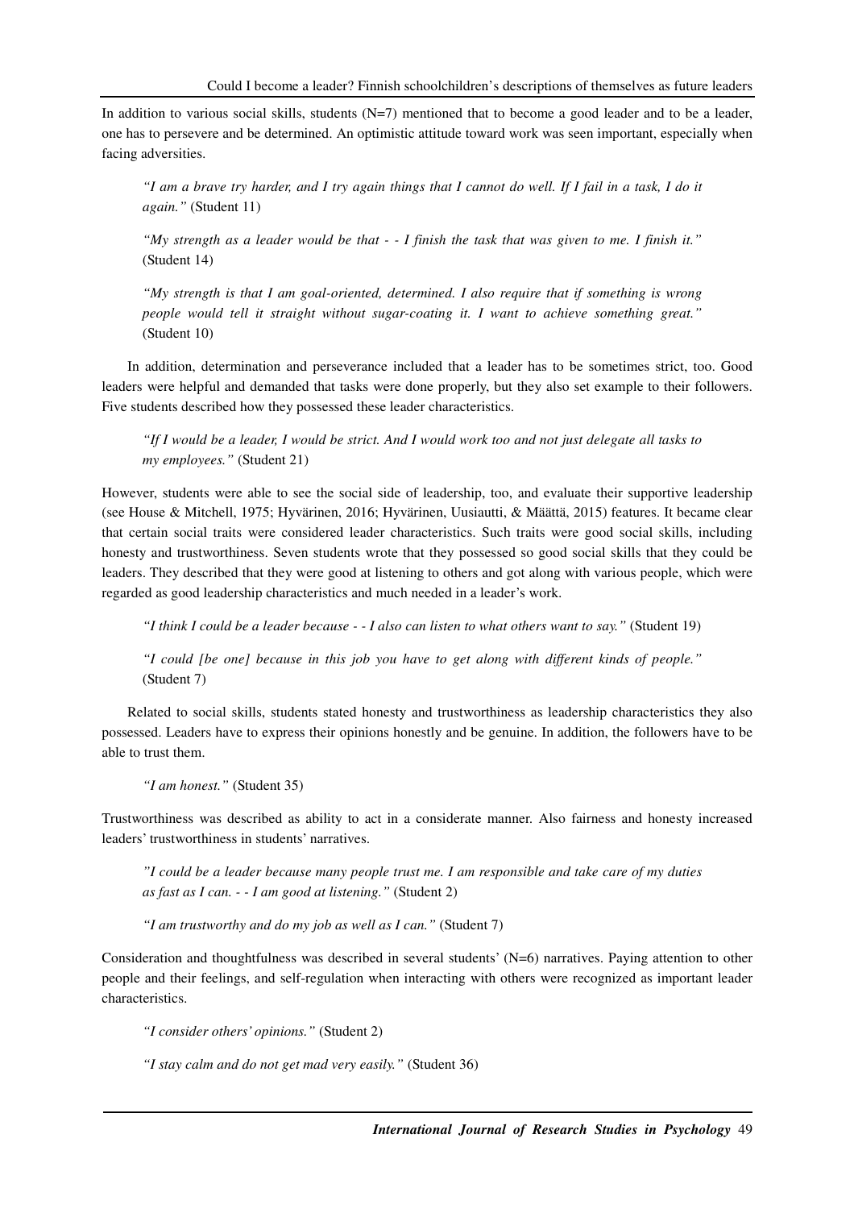In addition to various social skills, students (N=7) mentioned that to become a good leader and to be a leader, one has to persevere and be determined. An optimistic attitude toward work was seen important, especially when facing adversities.

> *"I am a brave try harder, and I try again things that I cannot do well. If I fail in a task, I do it again."* (Student 11)

> *"My strength as a leader would be that - - I finish the task that was given to me. I finish it."* (Student 14)

> *"My strength is that I am goal-oriented, determined. I also require that if something is wrong people would tell it straight without sugar-coating it. I want to achieve something great."* (Student 10)

In addition, determination and perseverance included that a leader has to be sometimes strict, too. Good leaders were helpful and demanded that tasks were done properly, but they also set example to their followers. Five students described how they possessed these leader characteristics.

> *"If I would be a leader, I would be strict. And I would work too and not just delegate all tasks to my employees."* (Student 21)

However, students were able to see the social side of leadership, too, and evaluate their supportive leadership (see House & Mitchell, 1975; Hyvärinen, 2016; Hyvärinen, Uusiautti, & Määttä, 2015) features. It became clear that certain social traits were considered leader characteristics. Such traits were good social skills, including honesty and trustworthiness. Seven students wrote that they possessed so good social skills that they could be leaders. They described that they were good at listening to others and got along with various people, which were regarded as good leadership characteristics and much needed in a leader's work.

> *"I think I could be a leader because - - I also can listen to what others want to say."* (Student 19)

> *"I could [be one] because in this job you have to get along with different kinds of people."* (Student 7)

Related to social skills, students stated honesty and trustworthiness as leadership characteristics they also possessed. Leaders have to express their opinions honestly and be genuine. In addition, the followers have to be able to trust them.

> *"I am honest."* (Student 35)

Trustworthiness was described as ability to act in a considerate manner. Also fairness and honesty increased leaders' trustworthiness in students' narratives.

> *"I could be a leader because many people trust me. I am responsible and take care of my duties as fast as I can. - - I am good at listening."* (Student 2)

> *"I am trustworthy and do my job as well as I can."* (Student 7)

Consideration and thoughtfulness was described in several students' (N=6) narratives. Paying attention to other people and their feelings, and self-regulation when interacting with others were recognized as important leader characteristics.

> *"I consider others' opinions."* (Student 2)

> *"I stay calm and do not get mad very easily."* (Student 36)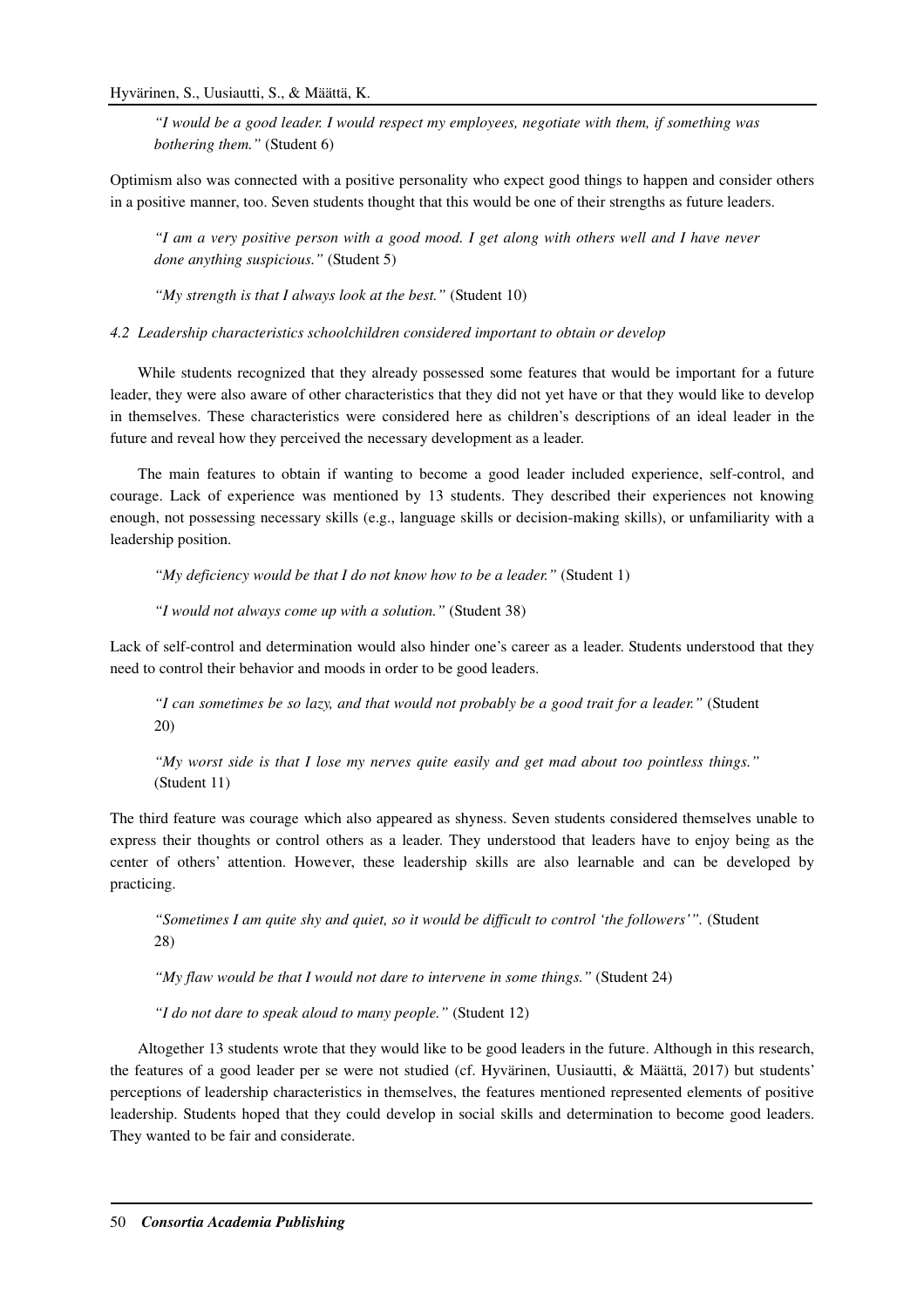*"I would be a good leader. I would respect my employees, negotiate with them, if something was bothering them."* (Student 6)

Optimism also was connected with a positive personality who expect good things to happen and consider others in a positive manner, too. Seven students thought that this would be one of their strengths as future leaders.

*"I am a very positive person with a good mood. I get along with others well and I have never done anything suspicious."* (Student 5)

*"My strength is that I always look at the best."* (Student 10)

### *4.2 Leadership characteristics schoolchildren considered important to obtain or develop*

While students recognized that they already possessed some features that would be important for a future leader, they were also aware of other characteristics that they did not yet have or that they would like to develop in themselves. These characteristics were considered here as children's descriptions of an ideal leader in the future and reveal how they perceived the necessary development as a leader.

The main features to obtain if wanting to become a good leader included experience, self-control, and courage. Lack of experience was mentioned by 13 students. They described their experiences not knowing enough, not possessing necessary skills (e.g., language skills or decision-making skills), or unfamiliarity with a leadership position.

*"My deficiency would be that I do not know how to be a leader."* (Student 1)

*"I would not always come up with a solution."* (Student 38)

Lack of self-control and determination would also hinder one's career as a leader. Students understood that they need to control their behavior and moods in order to be good leaders.

*"I can sometimes be so lazy, and that would not probably be a good trait for a leader."* (Student 20)

*"My worst side is that I lose my nerves quite easily and get mad about too pointless things."* (Student 11)

The third feature was courage which also appeared as shyness. Seven students considered themselves unable to express their thoughts or control others as a leader. They understood that leaders have to enjoy being as the center of others' attention. However, these leadership skills are also learnable and can be developed by practicing.

*"Sometimes I am quite shy and quiet, so it would be difficult to control 'the followers'".* (Student 28)

*"My flaw would be that I would not dare to intervene in some things."* (Student 24)

*"I do not dare to speak aloud to many people."* (Student 12)

Altogether 13 students wrote that they would like to be good leaders in the future. Although in this research, the features of a good leader per se were not studied (cf. Hyvärinen, Uusiautti, & Määttä, 2017) but students' perceptions of leadership characteristics in themselves, the features mentioned represented elements of positive leadership. Students hoped that they could develop in social skills and determination to become good leaders. They wanted to be fair and considerate.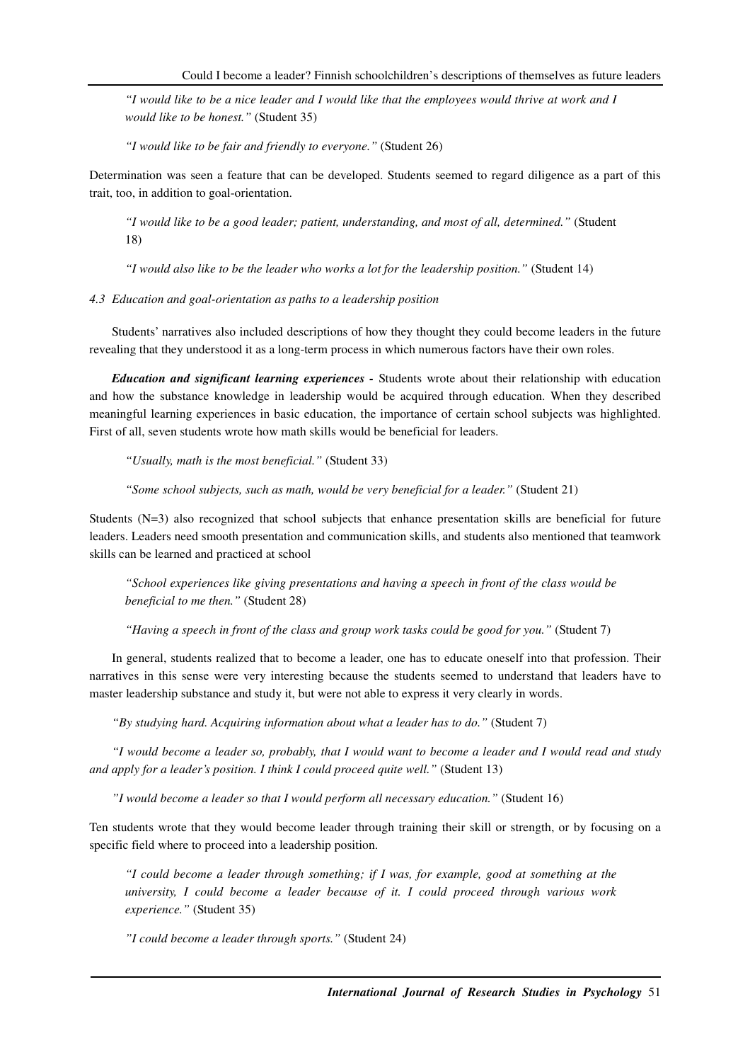> *"I would like to be a nice leader and I would like that the employees would thrive at work and I would like to be honest."* (Student 35)

> *"I would like to be fair and friendly to everyone."* (Student 26)

Determination was seen a feature that can be developed. Students seemed to regard diligence as a part of this trait, too, in addition to goal-orientation.

> *"I would like to be a good leader; patient, understanding, and most of all, determined."* (Student 18)

> *"I would also like to be the leader who works a lot for the leadership position."* (Student 14)

### *4.3 Education and goal-orientation as paths to a leadership position*

Students' narratives also included descriptions of how they thought they could become leaders in the future revealing that they understood it as a long-term process in which numerous factors have their own roles.

***Education and significant learning experiences -*** Students wrote about their relationship with education and how the substance knowledge in leadership would be acquired through education. When they described meaningful learning experiences in basic education, the importance of certain school subjects was highlighted. First of all, seven students wrote how math skills would be beneficial for leaders.

> *"Usually, math is the most beneficial."* (Student 33)

> *"Some school subjects, such as math, would be very beneficial for a leader."* (Student 21)

Students (N=3) also recognized that school subjects that enhance presentation skills are beneficial for future leaders. Leaders need smooth presentation and communication skills, and students also mentioned that teamwork skills can be learned and practiced at school

> *"School experiences like giving presentations and having a speech in front of the class would be beneficial to me then."* (Student 28)

> *"Having a speech in front of the class and group work tasks could be good for you."* (Student 7)

In general, students realized that to become a leader, one has to educate oneself into that profession. Their narratives in this sense were very interesting because the students seemed to understand that leaders have to master leadership substance and study it, but were not able to express it very clearly in words.

> *"By studying hard. Acquiring information about what a leader has to do."* (Student 7)

> *"I would become a leader so, probably, that I would want to become a leader and I would read and study and apply for a leader's position. I think I could proceed quite well."* (Student 13)

> *"I would become a leader so that I would perform all necessary education."* (Student 16)

Ten students wrote that they would become leader through training their skill or strength, or by focusing on a specific field where to proceed into a leadership position.

> *"I could become a leader through something; if I was, for example, good at something at the university, I could become a leader because of it. I could proceed through various work experience."* (Student 35)

> *"I could become a leader through sports."* (Student 24)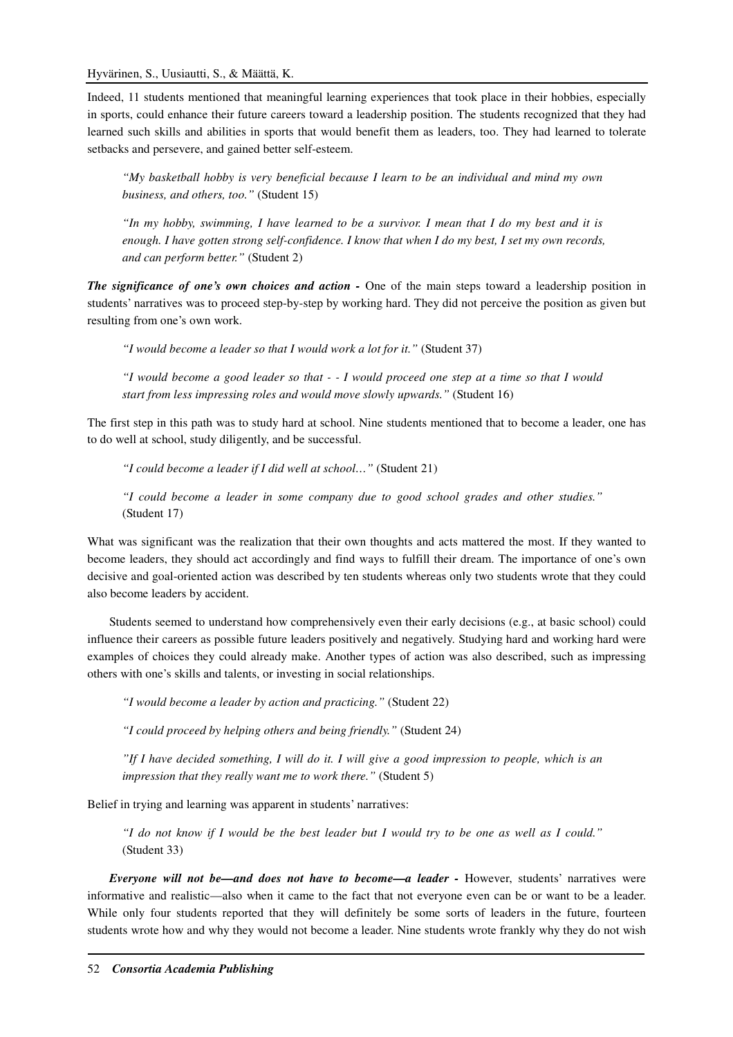Indeed, 11 students mentioned that meaningful learning experiences that took place in their hobbies, especially in sports, could enhance their future careers toward a leadership position. The students recognized that they had learned such skills and abilities in sports that would benefit them as leaders, too. They had learned to tolerate setbacks and persevere, and gained better self-esteem.

> *"My basketball hobby is very beneficial because I learn to be an individual and mind my own business, and others, too."* (Student 15)

> *"In my hobby, swimming, I have learned to be a survivor. I mean that I do my best and it is enough. I have gotten strong self-confidence. I know that when I do my best, I set my own records, and can perform better."* (Student 2)

***The significance of one's own choices and action -*** One of the main steps toward a leadership position in students' narratives was to proceed step-by-step by working hard. They did not perceive the position as given but resulting from one's own work.

> *"I would become a leader so that I would work a lot for it."* (Student 37)

> *"I would become a good leader so that - - I would proceed one step at a time so that I would start from less impressing roles and would move slowly upwards."* (Student 16)

The first step in this path was to study hard at school. Nine students mentioned that to become a leader, one has to do well at school, study diligently, and be successful.

> *"I could become a leader if I did well at school…"* (Student 21)

> *"I could become a leader in some company due to good school grades and other studies."* (Student 17)

What was significant was the realization that their own thoughts and acts mattered the most. If they wanted to become leaders, they should act accordingly and find ways to fulfill their dream. The importance of one's own decisive and goal-oriented action was described by ten students whereas only two students wrote that they could also become leaders by accident.

Students seemed to understand how comprehensively even their early decisions (e.g., at basic school) could influence their careers as possible future leaders positively and negatively. Studying hard and working hard were examples of choices they could already make. Another types of action was also described, such as impressing others with one's skills and talents, or investing in social relationships.

> *"I would become a leader by action and practicing."* (Student 22)

> *"I could proceed by helping others and being friendly."* (Student 24)

> *"If I have decided something, I will do it. I will give a good impression to people, which is an impression that they really want me to work there."* (Student 5)

Belief in trying and learning was apparent in students' narratives:

> *"I do not know if I would be the best leader but I would try to be one as well as I could."* (Student 33)

***Everyone will not be—and does not have to become—a leader -*** However, students' narratives were informative and realistic—also when it came to the fact that not everyone even can be or want to be a leader. While only four students reported that they will definitely be some sorts of leaders in the future, fourteen students wrote how and why they would not become a leader. Nine students wrote frankly why they do not wish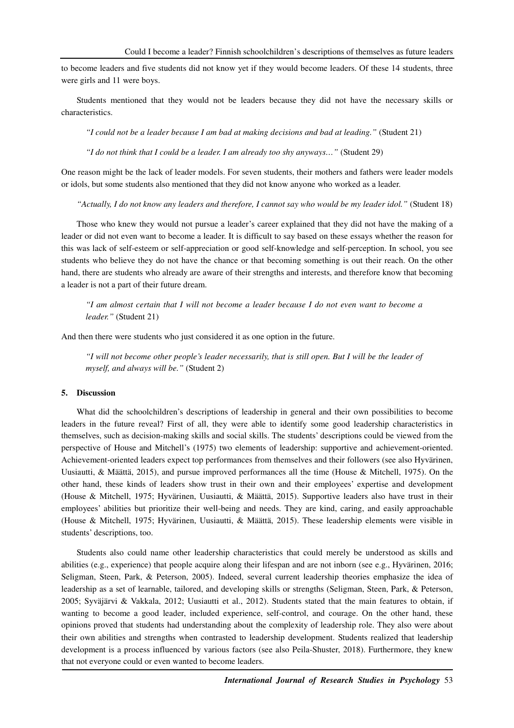to become leaders and five students did not know yet if they would become leaders. Of these 14 students, three were girls and 11 were boys.

Students mentioned that they would not be leaders because they did not have the necessary skills or characteristics.

> *"I could not be a leader because I am bad at making decisions and bad at leading."* (Student 21)

> *"I do not think that I could be a leader. I am already too shy anyways…"* (Student 29)

One reason might be the lack of leader models. For seven students, their mothers and fathers were leader models or idols, but some students also mentioned that they did not know anyone who worked as a leader.

> *"Actually, I do not know any leaders and therefore, I cannot say who would be my leader idol."* (Student 18)

Those who knew they would not pursue a leader's career explained that they did not have the making of a leader or did not even want to become a leader. It is difficult to say based on these essays whether the reason for this was lack of self-esteem or self-appreciation or good self-knowledge and self-perception. In school, you see students who believe they do not have the chance or that becoming something is out their reach. On the other hand, there are students who already are aware of their strengths and interests, and therefore know that becoming a leader is not a part of their future dream.

> *"I am almost certain that I will not become a leader because I do not even want to become a leader."* (Student 21)

And then there were students who just considered it as one option in the future.

> *"I will not become other people's leader necessarily, that is still open. But I will be the leader of myself, and always will be."* (Student 2)

## 5. Discussion

What did the schoolchildren's descriptions of leadership in general and their own possibilities to become leaders in the future reveal? First of all, they were able to identify some good leadership characteristics in themselves, such as decision-making skills and social skills. The students' descriptions could be viewed from the perspective of House and Mitchell's (1975) two elements of leadership: supportive and achievement-oriented. Achievement-oriented leaders expect top performances from themselves and their followers (see also Hyvärinen, Uusiautti, & Määttä, 2015), and pursue improved performances all the time (House & Mitchell, 1975). On the other hand, these kinds of leaders show trust in their own and their employees' expertise and development (House & Mitchell, 1975; Hyvärinen, Uusiautti, & Määttä, 2015). Supportive leaders also have trust in their employees' abilities but prioritize their well-being and needs. They are kind, caring, and easily approachable (House & Mitchell, 1975; Hyvärinen, Uusiautti, & Määttä, 2015). These leadership elements were visible in students' descriptions, too.

Students also could name other leadership characteristics that could merely be understood as skills and abilities (e.g., experience) that people acquire along their lifespan and are not inborn (see e.g., Hyvärinen, 2016; Seligman, Steen, Park, & Peterson, 2005). Indeed, several current leadership theories emphasize the idea of leadership as a set of learnable, tailored, and developing skills or strengths (Seligman, Steen, Park, & Peterson, 2005; Syväjärvi & Vakkala, 2012; Uusiautti et al., 2012). Students stated that the main features to obtain, if wanting to become a good leader, included experience, self-control, and courage. On the other hand, these opinions proved that students had understanding about the complexity of leadership role. They also were about their own abilities and strengths when contrasted to leadership development. Students realized that leadership development is a process influenced by various factors (see also Peila-Shuster, 2018). Furthermore, they knew that not everyone could or even wanted to become leaders.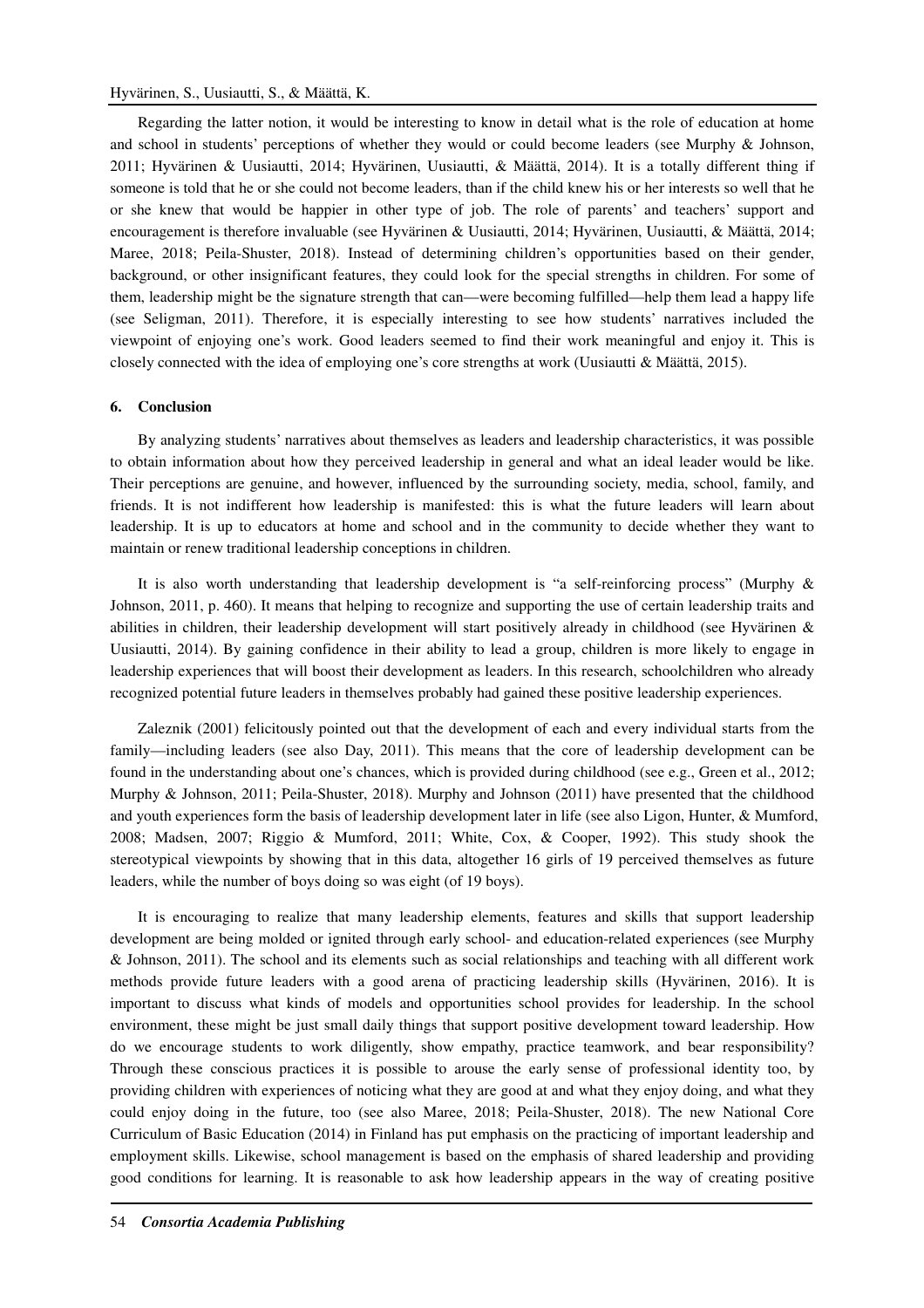Regarding the latter notion, it would be interesting to know in detail what is the role of education at home and school in students' perceptions of whether they would or could become leaders (see Murphy & Johnson, 2011; Hyvärinen & Uusiautti, 2014; Hyvärinen, Uusiautti, & Määttä, 2014). It is a totally different thing if someone is told that he or she could not become leaders, than if the child knew his or her interests so well that he or she knew that would be happier in other type of job. The role of parents' and teachers' support and encouragement is therefore invaluable (see Hyvärinen & Uusiautti, 2014; Hyvärinen, Uusiautti, & Määttä, 2014; Maree, 2018; Peila-Shuster, 2018). Instead of determining children's opportunities based on their gender, background, or other insignificant features, they could look for the special strengths in children. For some of them, leadership might be the signature strength that can—were becoming fulfilled—help them lead a happy life (see Seligman, 2011). Therefore, it is especially interesting to see how students' narratives included the viewpoint of enjoying one's work. Good leaders seemed to find their work meaningful and enjoy it. This is closely connected with the idea of employing one's core strengths at work (Uusiautti & Määttä, 2015).

## 6. Conclusion

By analyzing students' narratives about themselves as leaders and leadership characteristics, it was possible to obtain information about how they perceived leadership in general and what an ideal leader would be like. Their perceptions are genuine, and however, influenced by the surrounding society, media, school, family, and friends. It is not indifferent how leadership is manifested: this is what the future leaders will learn about leadership. It is up to educators at home and school and in the community to decide whether they want to maintain or renew traditional leadership conceptions in children.

It is also worth understanding that leadership development is "a self-reinforcing process" (Murphy & Johnson, 2011, p. 460). It means that helping to recognize and supporting the use of certain leadership traits and abilities in children, their leadership development will start positively already in childhood (see Hyvärinen & Uusiautti, 2014). By gaining confidence in their ability to lead a group, children is more likely to engage in leadership experiences that will boost their development as leaders. In this research, schoolchildren who already recognized potential future leaders in themselves probably had gained these positive leadership experiences.

Zaleznik (2001) felicitously pointed out that the development of each and every individual starts from the family—including leaders (see also Day, 2011). This means that the core of leadership development can be found in the understanding about one's chances, which is provided during childhood (see e.g., Green et al., 2012; Murphy & Johnson, 2011; Peila-Shuster, 2018). Murphy and Johnson (2011) have presented that the childhood and youth experiences form the basis of leadership development later in life (see also Ligon, Hunter, & Mumford, 2008; Madsen, 2007; Riggio & Mumford, 2011; White, Cox, & Cooper, 1992). This study shook the stereotypical viewpoints by showing that in this data, altogether 16 girls of 19 perceived themselves as future leaders, while the number of boys doing so was eight (of 19 boys).

It is encouraging to realize that many leadership elements, features and skills that support leadership development are being molded or ignited through early school- and education-related experiences (see Murphy & Johnson, 2011). The school and its elements such as social relationships and teaching with all different work methods provide future leaders with a good arena of practicing leadership skills (Hyvärinen, 2016). It is important to discuss what kinds of models and opportunities school provides for leadership. In the school environment, these might be just small daily things that support positive development toward leadership. How do we encourage students to work diligently, show empathy, practice teamwork, and bear responsibility? Through these conscious practices it is possible to arouse the early sense of professional identity too, by providing children with experiences of noticing what they are good at and what they enjoy doing, and what they could enjoy doing in the future, too (see also Maree, 2018; Peila-Shuster, 2018). The new National Core Curriculum of Basic Education (2014) in Finland has put emphasis on the practicing of important leadership and employment skills. Likewise, school management is based on the emphasis of shared leadership and providing good conditions for learning. It is reasonable to ask how leadership appears in the way of creating positive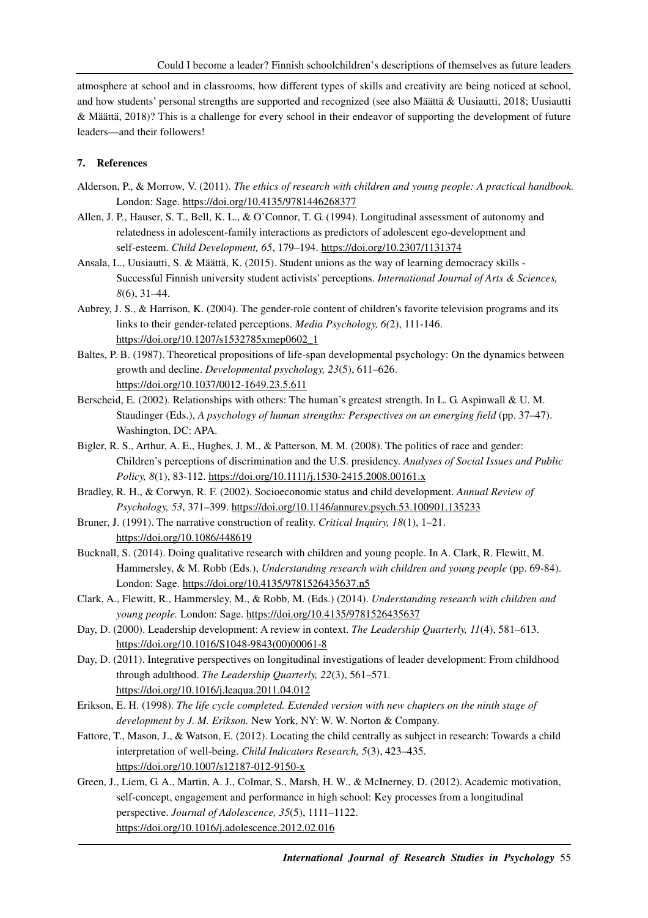atmosphere at school and in classrooms, how different types of skills and creativity are being noticed at school, and how students' personal strengths are supported and recognized (see also Määttä & Uusiautti, 2018; Uusiautti & Määttä, 2018)? This is a challenge for every school in their endeavor of supporting the development of future leaders—and their followers!

## 7. References

Alderson, P., & Morrow, V. (2011). *The ethics of research with children and young people: A practical handbook.* London: Sage. https://doi.org/10.4135/9781446268377

Allen, J. P., Hauser, S. T., Bell, K. L., & O'Connor, T. G. (1994). Longitudinal assessment of autonomy and relatedness in adolescent-family interactions as predictors of adolescent ego-development and self-esteem. *Child Development, 65*, 179–194. https://doi.org/10.2307/1131374

Ansala, L., Uusiautti, S. & Määttä, K. (2015). Student unions as the way of learning democracy skills - Successful Finnish university student activists' perceptions. *International Journal of Arts & Sciences, 8*(6), 31–44.

Aubrey, J. S., & Harrison, K. (2004). The gender-role content of children's favorite television programs and its links to their gender-related perceptions. *Media Psychology, 6(*2), 111-146. https://doi.org/10.1207/s1532785xmep0602_1

Baltes, P. B. (1987). Theoretical propositions of life-span developmental psychology: On the dynamics between growth and decline. *Developmental psychology, 23*(5), 611–626. https://doi.org/10.1037/0012-1649.23.5.611

Berscheid, E. (2002). Relationships with others: The human's greatest strength. In L. G. Aspinwall & U. M. Staudinger (Eds.), *A psychology of human strengths: Perspectives on an emerging field* (pp. 37–47). Washington, DC: APA.

Bigler, R. S., Arthur, A. E., Hughes, J. M., & Patterson, M. M. (2008). The politics of race and gender: Children's perceptions of discrimination and the U.S. presidency. *Analyses of Social Issues and Public Policy, 8*(1), 83-112. https://doi.org/10.1111/j.1530-2415.2008.00161.x

Bradley, R. H., & Corwyn, R. F. (2002). Socioeconomic status and child development. *Annual Review of Psychology, 53*, 371–399. https://doi.org/10.1146/annurev.psych.53.100901.135233

Bruner, J. (1991). The narrative construction of reality. *Critical Inquiry, 18*(1), 1–21. https://doi.org/10.1086/448619

Bucknall, S. (2014). Doing qualitative research with children and young people. In A. Clark, R. Flewitt, M. Hammersley, & M. Robb (Eds.), *Understanding research with children and young people* (pp. 69-84). London: Sage. https://doi.org/10.4135/9781526435637.n5

Clark, A., Flewitt, R., Hammersley, M., & Robb, M. (Eds.) (2014). *Understanding research with children and young people.* London: Sage. https://doi.org/10.4135/9781526435637

Day, D. (2000). Leadership development: A review in context. *The Leadership Quarterly, 11*(4), 581–613. https://doi.org/10.1016/S1048-9843(00)00061-8

Day, D. (2011). Integrative perspectives on longitudinal investigations of leader development: From childhood through adulthood. *The Leadership Quarterly, 22*(3), 561–571. https://doi.org/10.1016/j.leaqua.2011.04.012

Erikson, E. H. (1998). *The life cycle completed. Extended version with new chapters on the ninth stage of development by J. M. Erikson.* New York, NY: W. W. Norton & Company.

Fattore, T., Mason, J., & Watson, E. (2012). Locating the child centrally as subject in research: Towards a child interpretation of well-being. *Child Indicators Research, 5*(3), 423–435. https://doi.org/10.1007/s12187-012-9150-x

Green, J., Liem, G. A., Martin, A. J., Colmar, S., Marsh, H. W., & McInerney, D. (2012). Academic motivation, self-concept, engagement and performance in high school: Key processes from a longitudinal perspective. *Journal of Adolescence, 35*(5), 1111–1122. https://doi.org/10.1016/j.adolescence.2012.02.016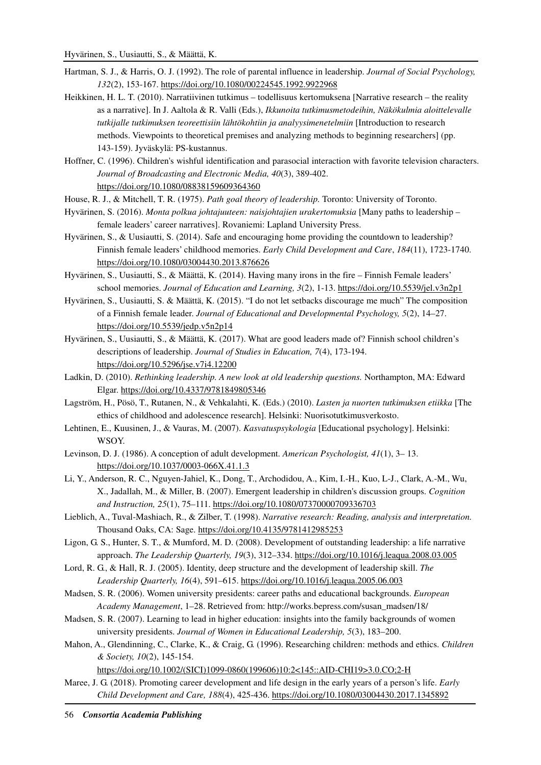Hartman, S. J., & Harris, O. J. (1992). The role of parental influence in leadership. *Journal of Social Psychology, 132*(2), 153-167. https://doi.org/10.1080/00224545.1992.9922968

Heikkinen, H. L. T. (2010). Narratiivinen tutkimus – todellisuus kertomuksena [Narrative research – the reality as a narrative]. In J. Aaltola & R. Valli (Eds.), *Ikkunoita tutkimusmetodeihin, Näkökulmia aloittelevalle tutkijalle tutkimuksen teoreettisiin lähtökohtiin ja analyysimenetelmiin* [Introduction to research methods. Viewpoints to theoretical premises and analyzing methods to beginning researchers] (pp. 143-159). Jyväskylä: PS-kustannus.

Hoffner, C. (1996). Children's wishful identification and parasocial interaction with favorite television characters. *Journal of Broadcasting and Electronic Media, 40*(3), 389-402. https://doi.org/10.1080/08838159609364360

House, R. J., & Mitchell, T. R. (1975). *Path goal theory of leadership.* Toronto: University of Toronto.

Hyvärinen, S. (2016). *Monta polkua johtajuuteen: naisjohtajien urakertomuksia* [Many paths to leadership – female leaders' career narratives]. Rovaniemi: Lapland University Press.

Hyvärinen, S., & Uusiautti, S. (2014). Safe and encouraging home providing the countdown to leadership? Finnish female leaders' childhood memories. *Early Child Development and Care*, *184*(11), 1723-1740. https://doi.org/10.1080/03004430.2013.876626

Hyvärinen, S., Uusiautti, S., & Määttä, K. (2014). Having many irons in the fire – Finnish Female leaders' school memories. *Journal of Education and Learning, 3*(2), 1-13. https://doi.org/10.5539/jel.v3n2p1

Hyvärinen, S., Uusiautti, S. & Määttä, K. (2015). "I do not let setbacks discourage me much" The composition of a Finnish female leader. *Journal of Educational and Developmental Psychology, 5*(2), 14–27. https://doi.org/10.5539/jedp.v5n2p14

Hyvärinen, S., Uusiautti, S., & Määttä, K. (2017). What are good leaders made of? Finnish school children's descriptions of leadership. *Journal of Studies in Education, 7*(4), 173-194. https://doi.org/10.5296/jse.v7i4.12200

Ladkin, D. (2010). *Rethinking leadership. A new look at old leadership questions.* Northampton, MA: Edward Elgar. https://doi.org/10.4337/9781849805346

Lagström, H., Pösö, T., Rutanen, N., & Vehkalahti, K. (Eds.) (2010). *Lasten ja nuorten tutkimuksen etiikka* [The ethics of childhood and adolescence research]. Helsinki: Nuorisotutkimusverkosto.

Lehtinen, E., Kuusinen, J., & Vauras, M. (2007). *Kasvatuspsykologia* [Educational psychology]. Helsinki: WSOY.

Levinson, D. J. (1986). A conception of adult development. *American Psychologist, 41*(1), 3– 13. https://doi.org/10.1037/0003-066X.41.1.3

Li, Y., Anderson, R. C., Nguyen-Jahiel, K., Dong, T., Archodidou, A., Kim, I.-H., Kuo, L-J., Clark, A.-M., Wu, X., Jadallah, M., & Miller, B. (2007). Emergent leadership in children's discussion groups. *Cognition and Instruction, 25*(1), 75–111. https://doi.org/10.1080/07370000709336703

Lieblich, A., Tuval-Mashiach, R., & Zilber, T. (1998). *Narrative research: Reading, analysis and interpretation.* Thousand Oaks, CA: Sage. https://doi.org/10.4135/9781412985253

Ligon, G. S., Hunter, S. T., & Mumford, M. D. (2008). Development of outstanding leadership: a life narrative approach. *The Leadership Quarterly, 19*(3), 312–334. https://doi.org/10.1016/j.leaqua.2008.03.005

Lord, R. G., & Hall, R. J. (2005). Identity, deep structure and the development of leadership skill. *The Leadership Quarterly, 16*(4), 591–615. https://doi.org/10.1016/j.leaqua.2005.06.003

Madsen, S. R. (2006). Women university presidents: career paths and educational backgrounds. *European Academy Management*, 1–28. Retrieved from: http://works.bepress.com/susan_madsen/18/

Madsen, S. R. (2007). Learning to lead in higher education: insights into the family backgrounds of women university presidents. *Journal of Women in Educational Leadership, 5*(3), 183–200.

Mahon, A., Glendinning, C., Clarke, K., & Craig, G. (1996). Researching children: methods and ethics. *Children & Society, 10*(2), 145-154. https://doi.org/10.1002/(SICI)1099-0860(199606)10:2<145::AID-CHI19>3.0.CO;2-H

Maree, J. G. (2018). Promoting career development and life design in the early years of a person's life. *Early Child Development and Care, 188*(4), 425-436. https://doi.org/10.1080/03004430.2017.1345892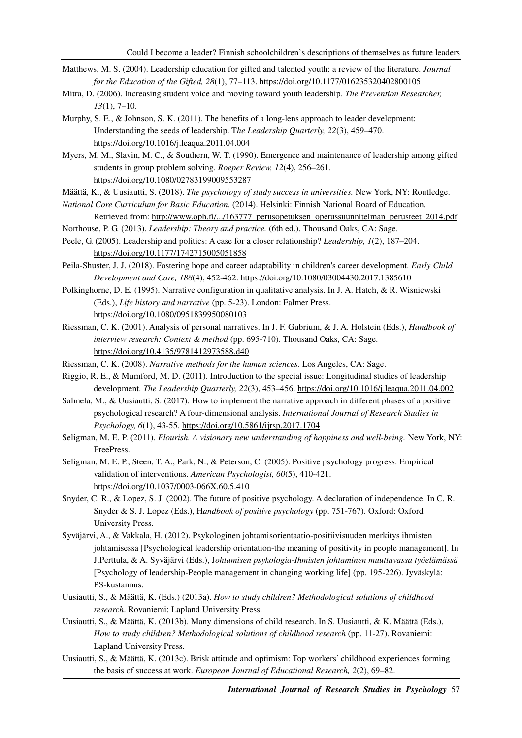Matthews, M. S. (2004). Leadership education for gifted and talented youth: a review of the literature. *Journal for the Education of the Gifted, 28*(1), 77–113. https://doi.org/10.1177/016235320402800105

Mitra, D. (2006). Increasing student voice and moving toward youth leadership. *The Prevention Researcher, 13*(1), 7–10.

Murphy, S. E., & Johnson, S. K. (2011). The benefits of a long-lens approach to leader development: Understanding the seeds of leadership. T*he Leadership Quarterly, 22*(3), 459–470. https://doi.org/10.1016/j.leaqua.2011.04.004

Myers, M. M., Slavin, M. C., & Southern, W. T. (1990). Emergence and maintenance of leadership among gifted students in group problem solving. *Roeper Review, 12*(4), 256–261. https://doi.org/10.1080/02783199009553287

Määttä, K., & Uusiautti, S. (2018). *The psychology of study success in universities.* New York, NY: Routledge.

*National Core Curriculum for Basic Education.* (2014). Helsinki: Finnish National Board of Education. Retrieved from: http://www.oph.fi/.../163777_perusopetuksen_opetussuunnitelman_perusteet_2014.pdf

Northouse, P. G. (2013). *Leadership: Theory and practice.* (6th ed.). Thousand Oaks, CA: Sage.

Peele, G. (2005). Leadership and politics: A case for a closer relationship? *Leadership, 1*(2), 187–204. https://doi.org/10.1177/1742715005051858

Peila-Shuster, J. J. (2018). Fostering hope and career adaptability in children's career development. *Early Child Development and Care, 188*(4), 452-462. https://doi.org/10.1080/03004430.2017.1385610

Polkinghorne, D. E. (1995). Narrative configuration in qualitative analysis. In J. A. Hatch, & R. Wisniewski (Eds.), *Life history and narrative* (pp. 5-23). London: Falmer Press. https://doi.org/10.1080/0951839950080103

Riessman, C. K. (2001). Analysis of personal narratives. In J. F. Gubrium, & J. A. Holstein (Eds.), *Handbook of interview research: Context & method* (pp. 695-710). Thousand Oaks, CA: Sage. https://doi.org/10.4135/9781412973588.d40

Riessman, C. K. (2008). *Narrative methods for the human sciences*. Los Angeles, CA: Sage.

Riggio, R. E., & Mumford, M. D. (2011). Introduction to the special issue: Longitudinal studies of leadership development. *The Leadership Quarterly, 22*(3), 453–456. https://doi.org/10.1016/j.leaqua.2011.04.002

Salmela, M., & Uusiautti, S. (2017). How to implement the narrative approach in different phases of a positive psychological research? A four-dimensional analysis. *International Journal of Research Studies in Psychology, 6*(1), 43-55. https://doi.org/10.5861/ijrsp.2017.1704

Seligman, M. E. P. (2011). *Flourish. A visionary new understanding of happiness and well-being.* New York, NY: FreePress.

Seligman, M. E. P., Steen, T. A., Park, N., & Peterson, C. (2005). Positive psychology progress. Empirical validation of interventions. *American Psychologist, 60*(5), 410-421. https://doi.org/10.1037/0003-066X.60.5.410

Snyder, C. R., & Lopez, S. J. (2002). The future of positive psychology. A declaration of independence. In C. R. Snyder & S. J. Lopez (Eds.), H*andbook of positive psychology* (pp. 751-767). Oxford: Oxford University Press.

Syväjärvi, A., & Vakkala, H. (2012). Psykologinen johtamisorientaatio-positiivisuuden merkitys ihmisten johtamisessa [Psychological leadership orientation-the meaning of positivity in people management]. In J.Perttula, & A. Syväjärvi (Eds.), J*ohtamisen psykologia-Ihmisten johtaminen muuttuvassa työelämässä* [Psychology of leadership-People management in changing working life] (pp. 195-226). Jyväskylä: PS-kustannus.

Uusiautti, S., & Määttä, K. (Eds.) (2013a). *How to study children? Methodological solutions of childhood research*. Rovaniemi: Lapland University Press.

Uusiautti, S., & Määttä, K. (2013b). Many dimensions of child research. In S. Uusiautti, & K. Määttä (Eds.), *How to study children? Methodological solutions of childhood research* (pp. 11-27). Rovaniemi: Lapland University Press.

Uusiautti, S., & Määttä, K. (2013c). Brisk attitude and optimism: Top workers' childhood experiences forming the basis of success at work. *European Journal of Educational Research, 2*(2), 69–82.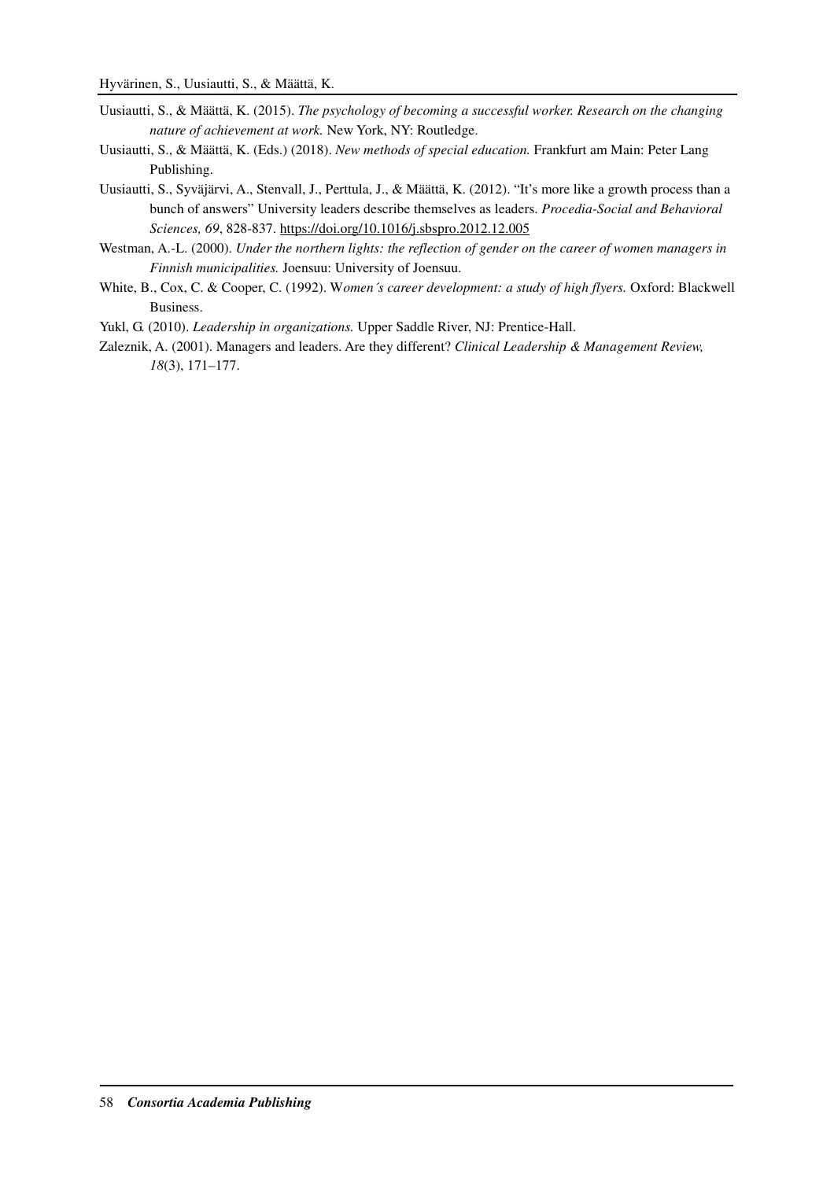Uusiautti, S., & Määttä, K. (2015). *The psychology of becoming a successful worker. Research on the changing nature of achievement at work.* New York, NY: Routledge.

Uusiautti, S., & Määttä, K. (Eds.) (2018). *New methods of special education.* Frankfurt am Main: Peter Lang Publishing.

Uusiautti, S., Syväjärvi, A., Stenvall, J., Perttula, J., & Määttä, K. (2012). "It's more like a growth process than a bunch of answers" University leaders describe themselves as leaders. *Procedia-Social and Behavioral Sciences, 69*, 828-837. https://doi.org/10.1016/j.sbspro.2012.12.005

Westman, A.-L. (2000). *Under the northern lights: the reflection of gender on the career of women managers in Finnish municipalities.* Joensuu: University of Joensuu.

White, B., Cox, C. & Cooper, C. (1992). W*omen´s career development: a study of high flyers.* Oxford: Blackwell Business.

Yukl, G. (2010). *Leadership in organizations.* Upper Saddle River, NJ: Prentice-Hall.

Zaleznik, A. (2001). Managers and leaders. Are they different? *Clinical Leadership & Management Review, 18*(3), 171–177.